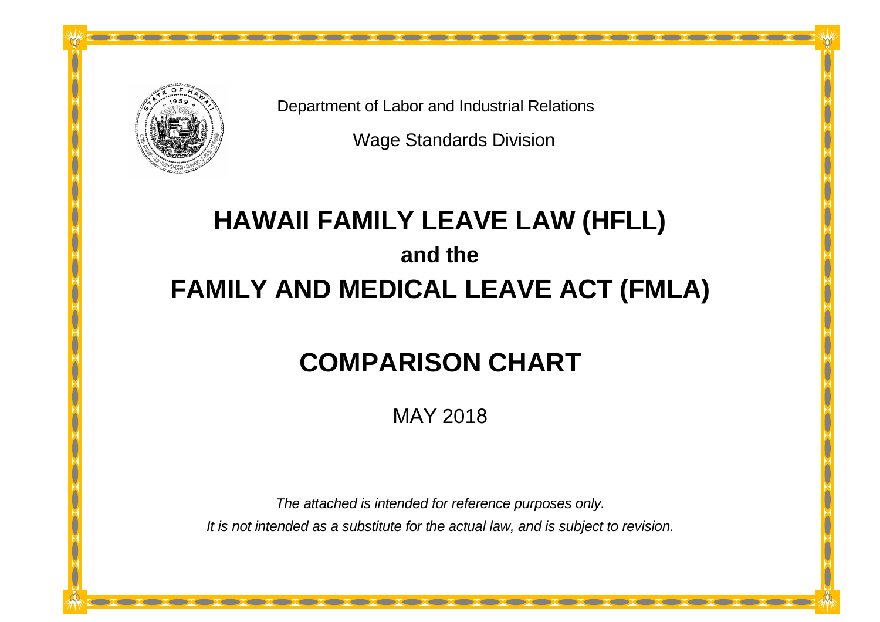Department of Labor and Industrial Relations

Wage Standards Division

# HAWAII FAMILY LEAVE LAW (HFLL)

## and the

# FAMILY AND MEDICAL LEAVE ACT (FMLA)

# COMPARISON CHART

MAY 2018

*The attached is intended for reference purposes only.*

*It is not intended as a substitute for the actual law, and is subject to revision.*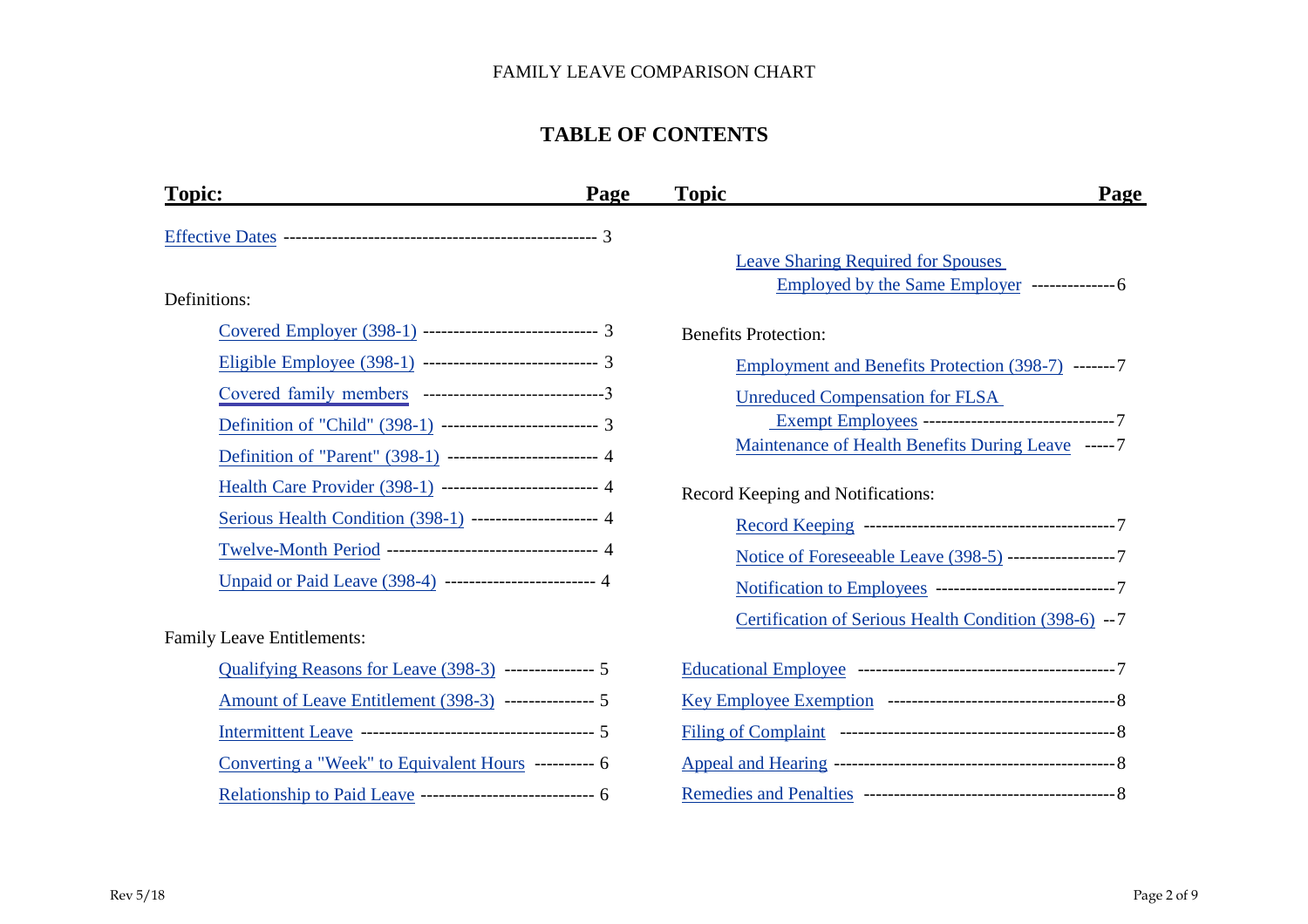FAMILY LEAVE COMPARISON CHART

# TABLE OF CONTENTS

| Topic: | Page |
|---|---|
| Effective Dates | 3 |
| **Definitions:** | |
| Covered Employer (398-1) | 3 |
| Eligible Employee (398-1) | 3 |
| Covered family members | 3 |
| Definition of "Child" (398-1) | 3 |
| Definition of "Parent" (398-1) | 4 |
| Health Care Provider (398-1) | 4 |
| Serious Health Condition (398-1) | 4 |
| Twelve-Month Period | 4 |
| Unpaid or Paid Leave (398-4) | 4 |
| **Family Leave Entitlements:** | |
| Qualifying Reasons for Leave (398-3) | 5 |
| Amount of Leave Entitlement (398-3) | 5 |
| Intermittent Leave | 5 |
| Converting a "Week" to Equivalent Hours | 6 |
| Relationship to Paid Leave | 6 |
| Leave Sharing Required for Spouses Employed by the Same Employer | 6 |
| **Benefits Protection:** | |
| Employment and Benefits Protection (398-7) | 7 |
| Unreduced Compensation for FLSA Exempt Employees | 7 |
| Maintenance of Health Benefits During Leave | 7 |
| **Record Keeping and Notifications:** | |
| Record Keeping | 7 |
| Notice of Foreseeable Leave (398-5) | 7 |
| Notification to Employees | 7 |
| Certification of Serious Health Condition (398-6) | 7 |
| Educational Employee | 7 |
| Key Employee Exemption | 8 |
| Filing of Complaint | 8 |
| Appeal and Hearing | 8 |
| Remedies and Penalties | 8 |

Rev 5/18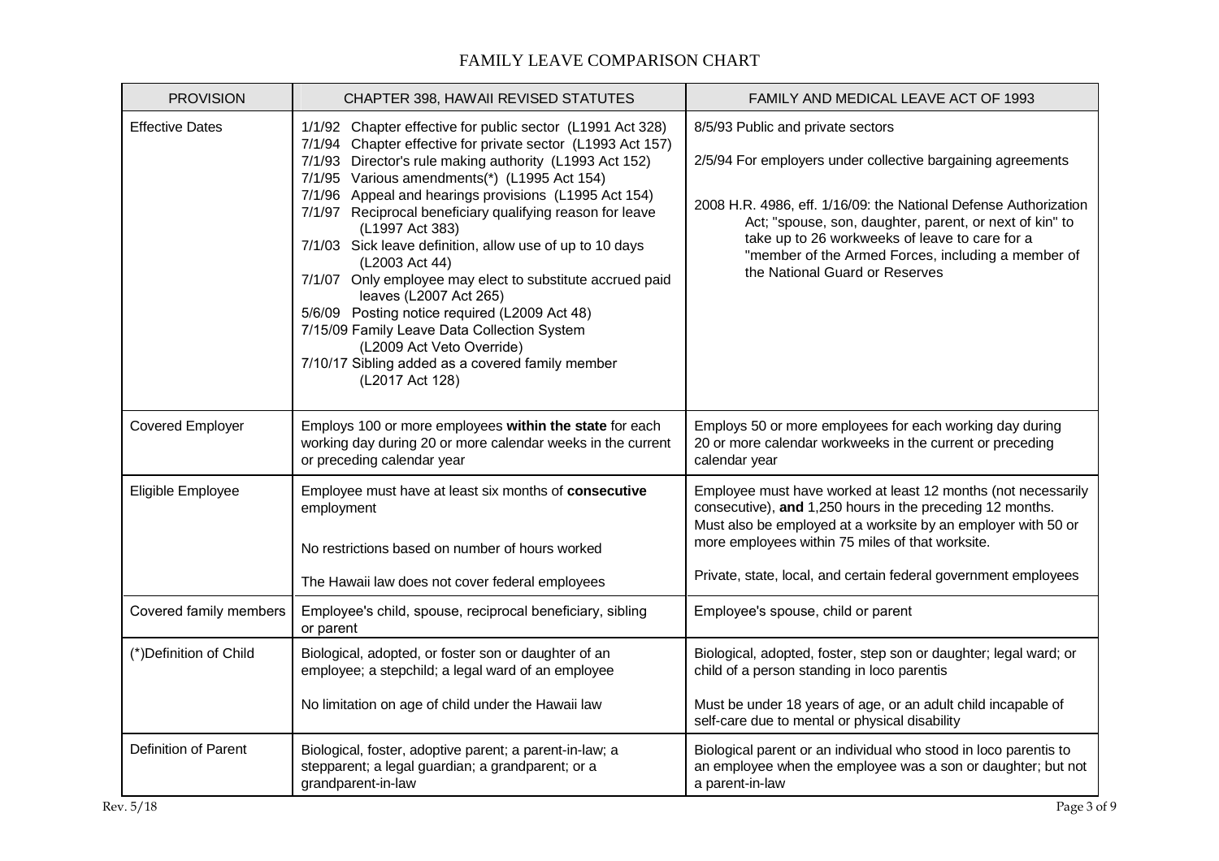# FAMILY LEAVE COMPARISON CHART

| PROVISION | CHAPTER 398, HAWAII REVISED STATUTES | FAMILY AND MEDICAL LEAVE ACT OF 1993 |
|---|---|---|
| Effective Dates | 1/1/92 Chapter effective for public sector (L1991 Act 328)<br>7/1/94 Chapter effective for private sector (L1993 Act 157)<br>7/1/93 Director's rule making authority (L1993 Act 152)<br>7/1/95 Various amendments(*) (L1995 Act 154)<br>7/1/96 Appeal and hearings provisions (L1995 Act 154)<br>7/1/97 Reciprocal beneficiary qualifying reason for leave (L1997 Act 383)<br>7/1/03 Sick leave definition, allow use of up to 10 days (L2003 Act 44)<br>7/1/07 Only employee may elect to substitute accrued paid leaves (L2007 Act 265)<br>5/6/09 Posting notice required (L2009 Act 48)<br>7/15/09 Family Leave Data Collection System (L2009 Act Veto Override)<br>7/10/17 Sibling added as a covered family member (L2017 Act 128) | 8/5/93 Public and private sectors<br><br>2/5/94 For employers under collective bargaining agreements<br><br>2008 H.R. 4986, eff. 1/16/09: the National Defense Authorization Act; "spouse, son, daughter, parent, or next of kin" to take up to 26 workweeks of leave to care for a "member of the Armed Forces, including a member of the National Guard or Reserves |
| Covered Employer | Employs 100 or more employees **within the state** for each working day during 20 or more calendar weeks in the current or preceding calendar year | Employs 50 or more employees for each working day during 20 or more calendar workweeks in the current or preceding calendar year |
| Eligible Employee | Employee must have at least six months of **consecutive** employment<br><br>No restrictions based on number of hours worked<br><br>The Hawaii law does not cover federal employees | Employee must have worked at least 12 months (not necessarily consecutive), **and** 1,250 hours in the preceding 12 months. Must also be employed at a worksite by an employer with 50 or more employees within 75 miles of that worksite.<br><br>Private, state, local, and certain federal government employees |
| Covered family members | Employee's child, spouse, reciprocal beneficiary, sibling or parent | Employee's spouse, child or parent |
| (*)Definition of Child | Biological, adopted, or foster son or daughter of an employee; a stepchild; a legal ward of an employee<br><br>No limitation on age of child under the Hawaii law | Biological, adopted, foster, step son or daughter; legal ward; or child of a person standing in loco parentis<br><br>Must be under 18 years of age, or an adult child incapable of self-care due to mental or physical disability |
| Definition of Parent | Biological, foster, adoptive parent; a parent-in-law; a stepparent; a legal guardian; a grandparent; or a grandparent-in-law | Biological parent or an individual who stood in loco parentis to an employee when the employee was a son or daughter; but not a parent-in-law |

Rev. 5/18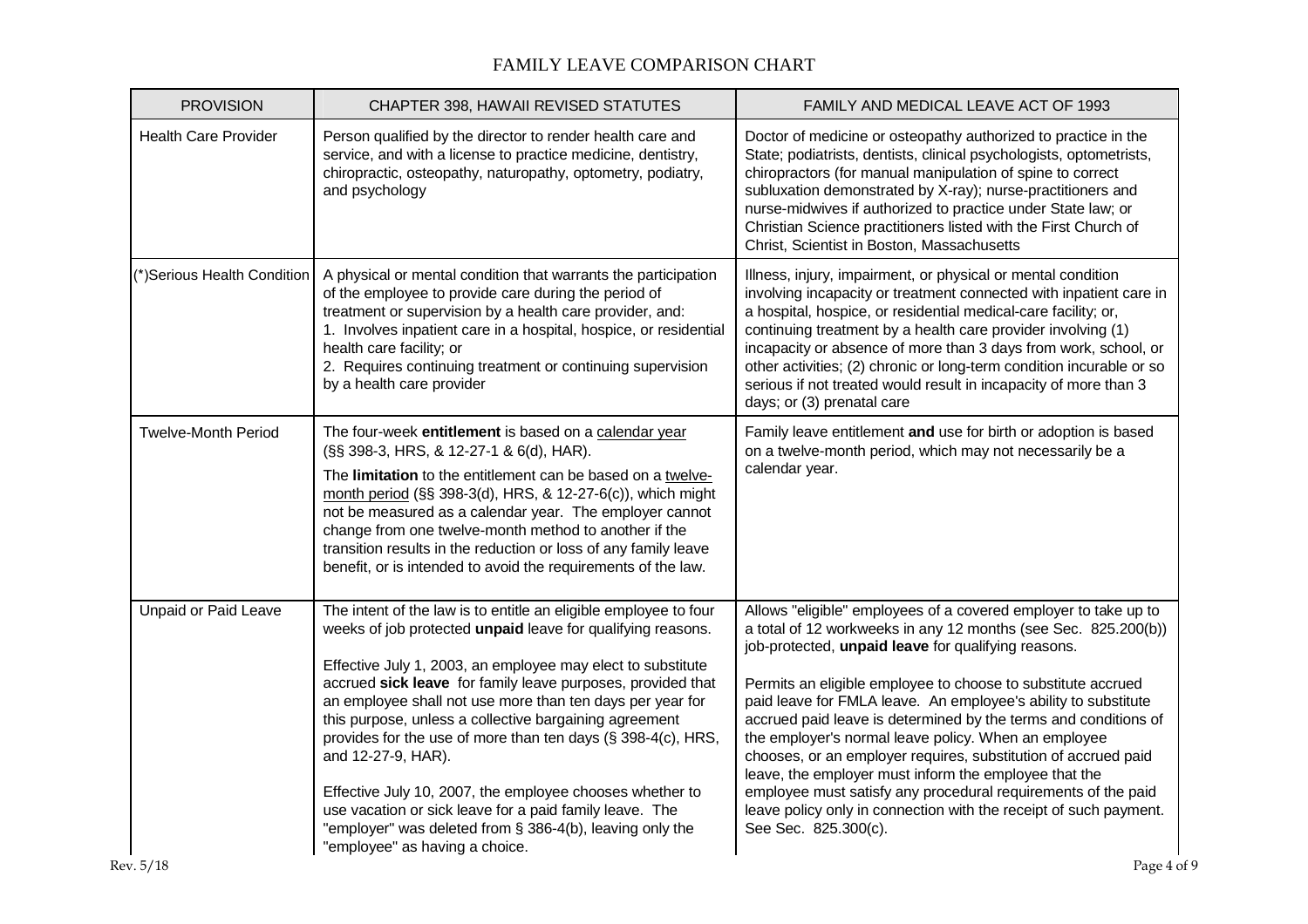# FAMILY LEAVE COMPARISON CHART

| PROVISION | CHAPTER 398, HAWAII REVISED STATUTES | FAMILY AND MEDICAL LEAVE ACT OF 1993 |
|---|---|---|
| Health Care Provider | Person qualified by the director to render health care and service, and with a license to practice medicine, dentistry, chiropractic, osteopathy, naturopathy, optometry, podiatry, and psychology | Doctor of medicine or osteopathy authorized to practice in the State; podiatrists, dentists, clinical psychologists, optometrists, chiropractors (for manual manipulation of spine to correct subluxation demonstrated by X-ray); nurse-practitioners and nurse-midwives if authorized to practice under State law; or Christian Science practitioners listed with the First Church of Christ, Scientist in Boston, Massachusetts |
| (*)Serious Health Condition | A physical or mental condition that warrants the participation of the employee to provide care during the period of treatment or supervision by a health care provider, and:<br>1. Involves inpatient care in a hospital, hospice, or residential health care facility; or<br>2. Requires continuing treatment or continuing supervision by a health care provider | Illness, injury, impairment, or physical or mental condition involving incapacity or treatment connected with inpatient care in a hospital, hospice, or residential medical-care facility; or, continuing treatment by a health care provider involving (1) incapacity or absence of more than 3 days from work, school, or other activities; (2) chronic or long-term condition incurable or so serious if not treated would result in incapacity of more than 3 days; or (3) prenatal care |
| Twelve-Month Period | The four-week **entitlement** is based on a <u>calendar year</u> (§§ 398-3, HRS, & 12-27-1 & 6(d), HAR).<br><br>The **limitation** to the entitlement can be based on a <u>twelve-month period</u> (§§ 398-3(d), HRS, & 12-27-6(c)), which might not be measured as a calendar year. The employer cannot change from one twelve-month method to another if the transition results in the reduction or loss of any family leave benefit, or is intended to avoid the requirements of the law. | Family leave entitlement **and** use for birth or adoption is based on a twelve-month period, which may not necessarily be a calendar year. |
| Unpaid or Paid Leave | The intent of the law is to entitle an eligible employee to four weeks of job protected **unpaid** leave for qualifying reasons.<br><br>Effective July 1, 2003, an employee may elect to substitute accrued **sick leave** for family leave purposes, provided that an employee shall not use more than ten days per year for this purpose, unless a collective bargaining agreement provides for the use of more than ten days (§ 398-4(c), HRS, and 12-27-9, HAR).<br><br>Effective July 10, 2007, the employee chooses whether to use vacation or sick leave for a paid family leave. The "employer" was deleted from § 386-4(b), leaving only the "employee" as having a choice. | Allows "eligible" employees of a covered employer to take up to a total of 12 workweeks in any 12 months (see Sec. 825.200(b)) job-protected, **unpaid leave** for qualifying reasons.<br><br>Permits an eligible employee to choose to substitute accrued paid leave for FMLA leave. An employee's ability to substitute accrued paid leave is determined by the terms and conditions of the employer's normal leave policy. When an employee chooses, or an employer requires, substitution of accrued paid leave, the employer must inform the employee that the employee must satisfy any procedural requirements of the paid leave policy only in connection with the receipt of such payment. See Sec. 825.300(c). |

Rev. 5/18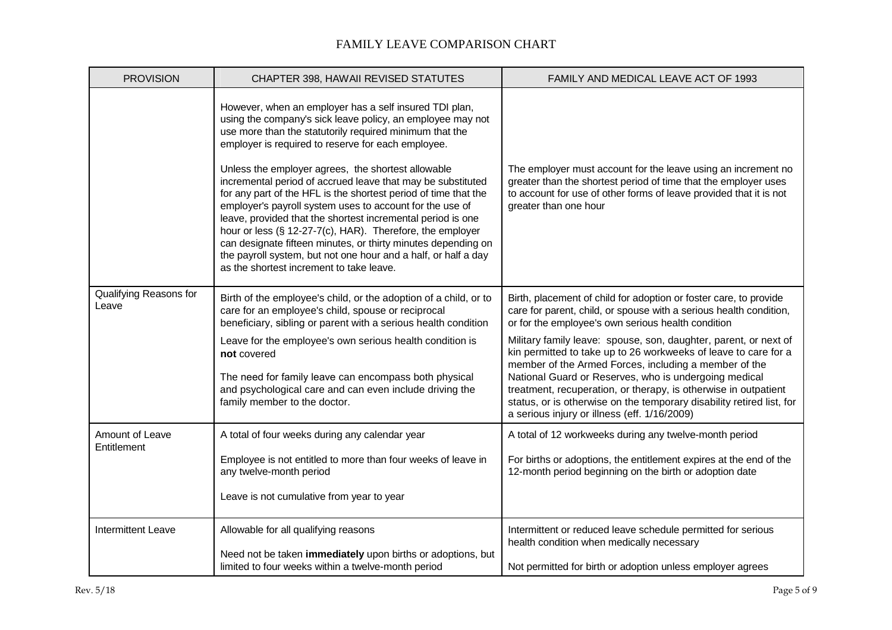# FAMILY LEAVE COMPARISON CHART

| PROVISION | CHAPTER 398, HAWAII REVISED STATUTES | FAMILY AND MEDICAL LEAVE ACT OF 1993 |
|---|---|---|
| | However, when an employer has a self insured TDI plan, using the company's sick leave policy, an employee may not use more than the statutorily required minimum that the employer is required to reserve for each employee.<br><br>Unless the employer agrees, the shortest allowable incremental period of accrued leave that may be substituted for any part of the HFL is the shortest period of time that the employer's payroll system uses to account for the use of leave, provided that the shortest incremental period is one hour or less (§ 12-27-7(c), HAR). Therefore, the employer can designate fifteen minutes, or thirty minutes depending on the payroll system, but not one hour and a half, or half a day as the shortest increment to take leave. | The employer must account for the leave using an increment no greater than the shortest period of time that the employer uses to account for use of other forms of leave provided that it is not greater than one hour |
| Qualifying Reasons for Leave | Birth of the employee's child, or the adoption of a child, or to care for an employee's child, spouse or reciprocal beneficiary, sibling or parent with a serious health condition<br><br>Leave for the employee's own serious health condition is **not** covered<br><br>The need for family leave can encompass both physical and psychological care and can even include driving the family member to the doctor. | Birth, placement of child for adoption or foster care, to provide care for parent, child, or spouse with a serious health condition, or for the employee's own serious health condition<br><br>Military family leave: spouse, son, daughter, parent, or next of kin permitted to take up to 26 workweeks of leave to care for a member of the Armed Forces, including a member of the National Guard or Reserves, who is undergoing medical treatment, recuperation, or therapy, is otherwise in outpatient status, or is otherwise on the temporary disability retired list, for a serious injury or illness (eff. 1/16/2009) |
| Amount of Leave Entitlement | A total of four weeks during any calendar year<br><br>Employee is not entitled to more than four weeks of leave in any twelve-month period<br><br>Leave is not cumulative from year to year | A total of 12 workweeks during any twelve-month period<br><br>For births or adoptions, the entitlement expires at the end of the 12-month period beginning on the birth or adoption date |
| Intermittent Leave | Allowable for all qualifying reasons<br><br>Need not be taken **immediately** upon births or adoptions, but limited to four weeks within a twelve-month period | Intermittent or reduced leave schedule permitted for serious health condition when medically necessary<br><br>Not permitted for birth or adoption unless employer agrees |

Rev. 5/18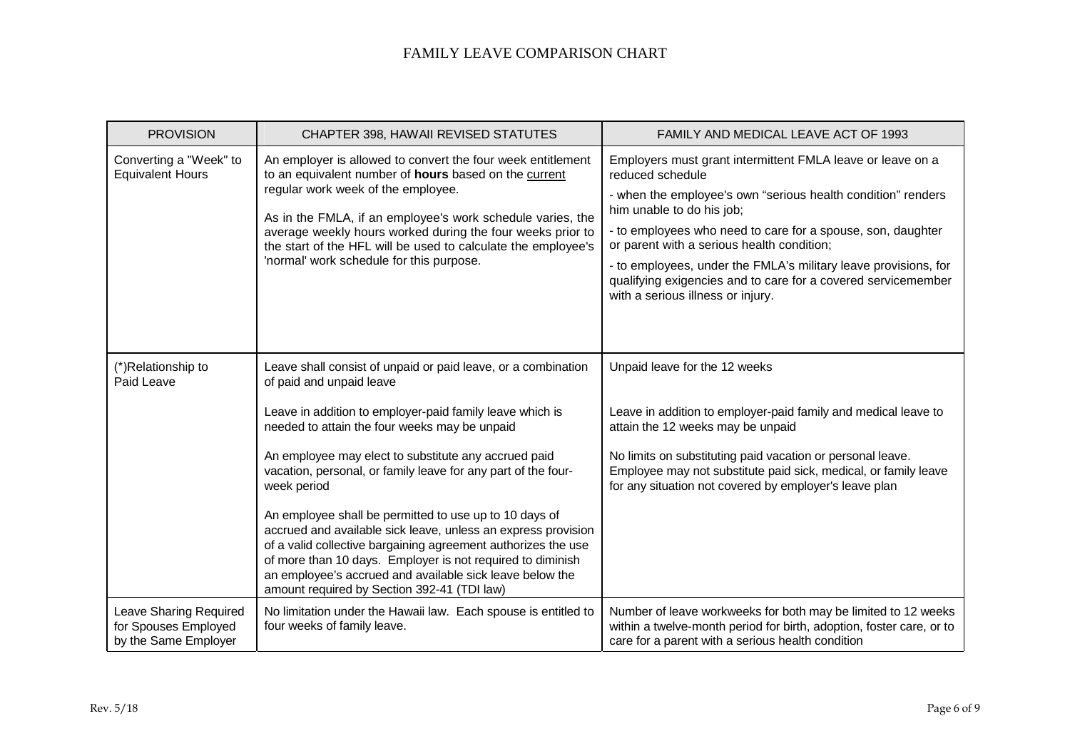# FAMILY LEAVE COMPARISON CHART

| PROVISION | CHAPTER 398, HAWAII REVISED STATUTES | FAMILY AND MEDICAL LEAVE ACT OF 1993 |
|---|---|---|
| Converting a "Week" to Equivalent Hours | An employer is allowed to convert the four week entitlement to an equivalent number of **hours** based on the current regular work week of the employee.<br><br>As in the FMLA, if an employee's work schedule varies, the average weekly hours worked during the four weeks prior to the start of the HFL will be used to calculate the employee's 'normal' work schedule for this purpose. | Employers must grant intermittent FMLA leave or leave on a reduced schedule<br><br>- when the employee's own "serious health condition" renders him unable to do his job;<br><br>- to employees who need to care for a spouse, son, daughter or parent with a serious health condition;<br><br>- to employees, under the FMLA's military leave provisions, for qualifying exigencies and to care for a covered servicemember with a serious illness or injury. |
| (*)Relationship to Paid Leave | Leave shall consist of unpaid or paid leave, or a combination of paid and unpaid leave<br><br>Leave in addition to employer-paid family leave which is needed to attain the four weeks may be unpaid<br><br>An employee may elect to substitute any accrued paid vacation, personal, or family leave for any part of the four-week period<br><br>An employee shall be permitted to use up to 10 days of accrued and available sick leave, unless an express provision of a valid collective bargaining agreement authorizes the use of more than 10 days. Employer is not required to diminish an employee's accrued and available sick leave below the amount required by Section 392-41 (TDI law) | Unpaid leave for the 12 weeks<br><br>Leave in addition to employer-paid family and medical leave to attain the 12 weeks may be unpaid<br><br>No limits on substituting paid vacation or personal leave. Employee may not substitute paid sick, medical, or family leave for any situation not covered by employer's leave plan |
| Leave Sharing Required for Spouses Employed by the Same Employer | No limitation under the Hawaii law. Each spouse is entitled to four weeks of family leave. | Number of leave workweeks for both may be limited to 12 weeks within a twelve-month period for birth, adoption, foster care, or to care for a parent with a serious health condition |

Rev. 5/18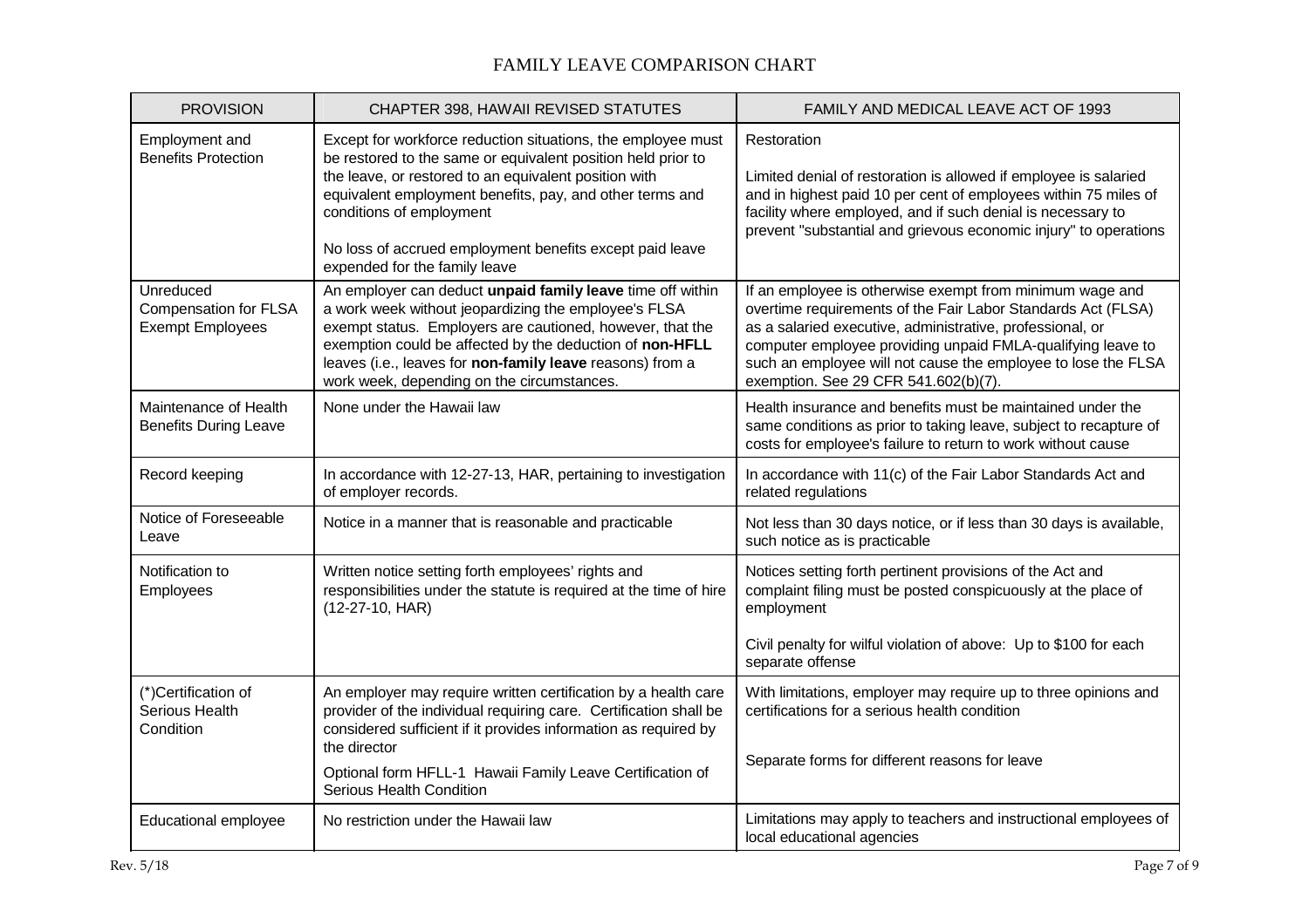# FAMILY LEAVE COMPARISON CHART

| PROVISION | CHAPTER 398, HAWAII REVISED STATUTES | FAMILY AND MEDICAL LEAVE ACT OF 1993 |
|---|---|---|
| Employment and Benefits Protection | Except for workforce reduction situations, the employee must be restored to the same or equivalent position held prior to the leave, or restored to an equivalent position with equivalent employment benefits, pay, and other terms and conditions of employment<br><br>No loss of accrued employment benefits except paid leave expended for the family leave | Restoration<br><br>Limited denial of restoration is allowed if employee is salaried and in highest paid 10 per cent of employees within 75 miles of facility where employed, and if such denial is necessary to prevent "substantial and grievous economic injury" to operations |
| Unreduced Compensation for FLSA Exempt Employees | An employer can deduct **unpaid family leave** time off within a work week without jeopardizing the employee's FLSA exempt status. Employers are cautioned, however, that the exemption could be affected by the deduction of **non-HFLL** leaves (i.e., leaves for **non-family leave** reasons) from a work week, depending on the circumstances. | If an employee is otherwise exempt from minimum wage and overtime requirements of the Fair Labor Standards Act (FLSA) as a salaried executive, administrative, professional, or computer employee providing unpaid FMLA-qualifying leave to such an employee will not cause the employee to lose the FLSA exemption. See 29 CFR 541.602(b)(7). |
| Maintenance of Health Benefits During Leave | None under the Hawaii law | Health insurance and benefits must be maintained under the same conditions as prior to taking leave, subject to recapture of costs for employee's failure to return to work without cause |
| Record keeping | In accordance with 12-27-13, HAR, pertaining to investigation of employer records. | In accordance with 11(c) of the Fair Labor Standards Act and related regulations |
| Notice of Foreseeable Leave | Notice in a manner that is reasonable and practicable | Not less than 30 days notice, or if less than 30 days is available, such notice as is practicable |
| Notification to Employees | Written notice setting forth employees' rights and responsibilities under the statute is required at the time of hire (12-27-10, HAR) | Notices setting forth pertinent provisions of the Act and complaint filing must be posted conspicuously at the place of employment<br><br>Civil penalty for wilful violation of above: Up to $100 for each separate offense |
| (*)Certification of Serious Health Condition | An employer may require written certification by a health care provider of the individual requiring care. Certification shall be considered sufficient if it provides information as required by the director<br><br>Optional form HFLL-1 Hawaii Family Leave Certification of Serious Health Condition | With limitations, employer may require up to three opinions and certifications for a serious health condition<br><br>Separate forms for different reasons for leave |
| Educational employee | No restriction under the Hawaii law | Limitations may apply to teachers and instructional employees of local educational agencies |

Rev. 5/18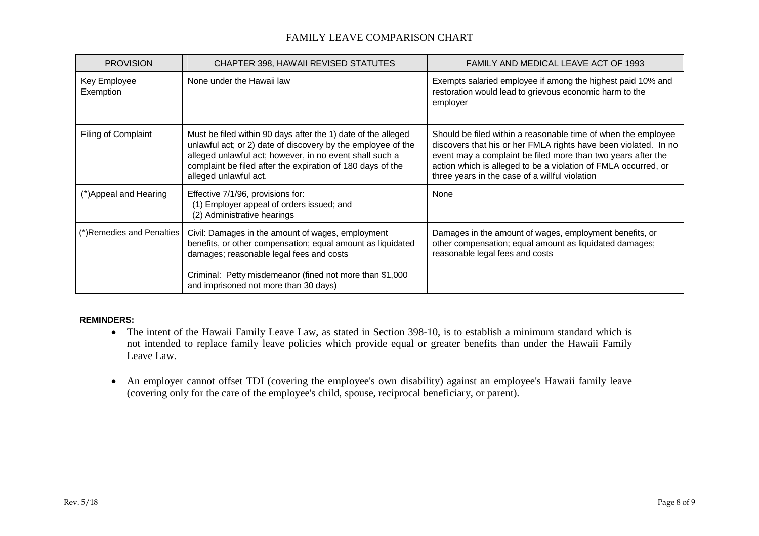# FAMILY LEAVE COMPARISON CHART

| PROVISION | CHAPTER 398, HAWAII REVISED STATUTES | FAMILY AND MEDICAL LEAVE ACT OF 1993 |
|---|---|---|
| Key Employee Exemption | None under the Hawaii law | Exempts salaried employee if among the highest paid 10% and restoration would lead to grievous economic harm to the employer |
| Filing of Complaint | Must be filed within 90 days after the 1) date of the alleged unlawful act; or 2) date of discovery by the employee of the alleged unlawful act; however, in no event shall such a complaint be filed after the expiration of 180 days of the alleged unlawful act. | Should be filed within a reasonable time of when the employee discovers that his or her FMLA rights have been violated. In no event may a complaint be filed more than two years after the action which is alleged to be a violation of FMLA occurred, or three years in the case of a willful violation |
| (*)Appeal and Hearing | Effective 7/1/96, provisions for:<br>(1) Employer appeal of orders issued; and<br>(2) Administrative hearings | None |
| (*)Remedies and Penalties | Civil: Damages in the amount of wages, employment benefits, or other compensation; equal amount as liquidated damages; reasonable legal fees and costs<br><br>Criminal: Petty misdemeanor (fined not more than $1,000 and imprisoned not more than 30 days) | Damages in the amount of wages, employment benefits, or other compensation; equal amount as liquidated damages; reasonable legal fees and costs |

**REMINDERS:**

- The intent of the Hawaii Family Leave Law, as stated in Section 398-10, is to establish a minimum standard which is not intended to replace family leave policies which provide equal or greater benefits than under the Hawaii Family Leave Law.
- An employer cannot offset TDI (covering the employee's own disability) against an employee's Hawaii family leave (covering only for the care of the employee's child, spouse, reciprocal beneficiary, or parent).

Rev. 5/18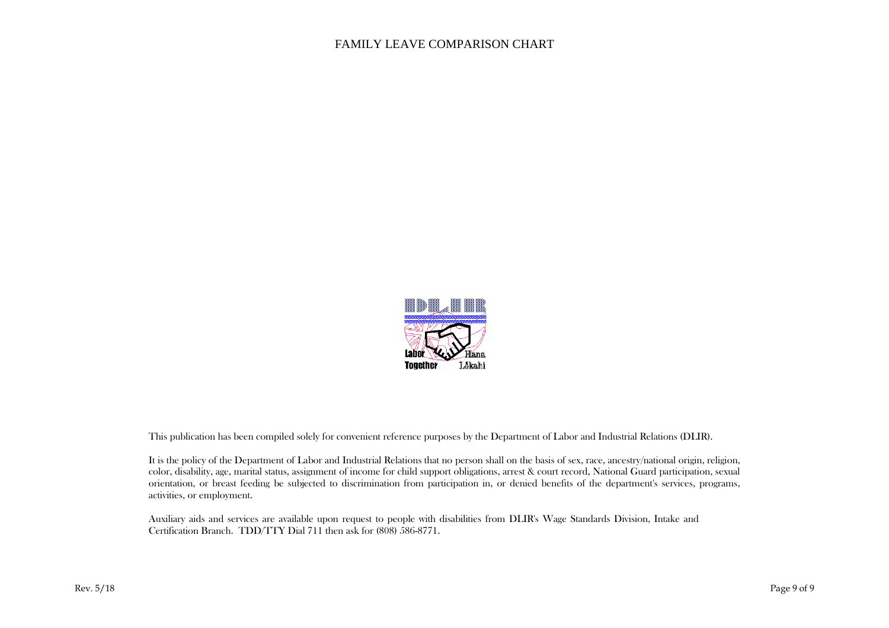FAMILY LEAVE COMPARISON CHART

This publication has been compiled solely for convenient reference purposes by the Department of Labor and Industrial Relations (DLIR).

It is the policy of the Department of Labor and Industrial Relations that no person shall on the basis of sex, race, ancestry/national origin, religion, color, disability, age, marital status, assignment of income for child support obligations, arrest & court record, National Guard participation, sexual orientation, or breast feeding be subjected to discrimination from participation in, or denied benefits of the department's services, programs, activities, or employment.

Auxiliary aids and services are available upon request to people with disabilities from DLIR's Wage Standards Division, Intake and Certification Branch. TDD/TTY Dial 711 then ask for (808) 586-8771.

Rev. 5/18